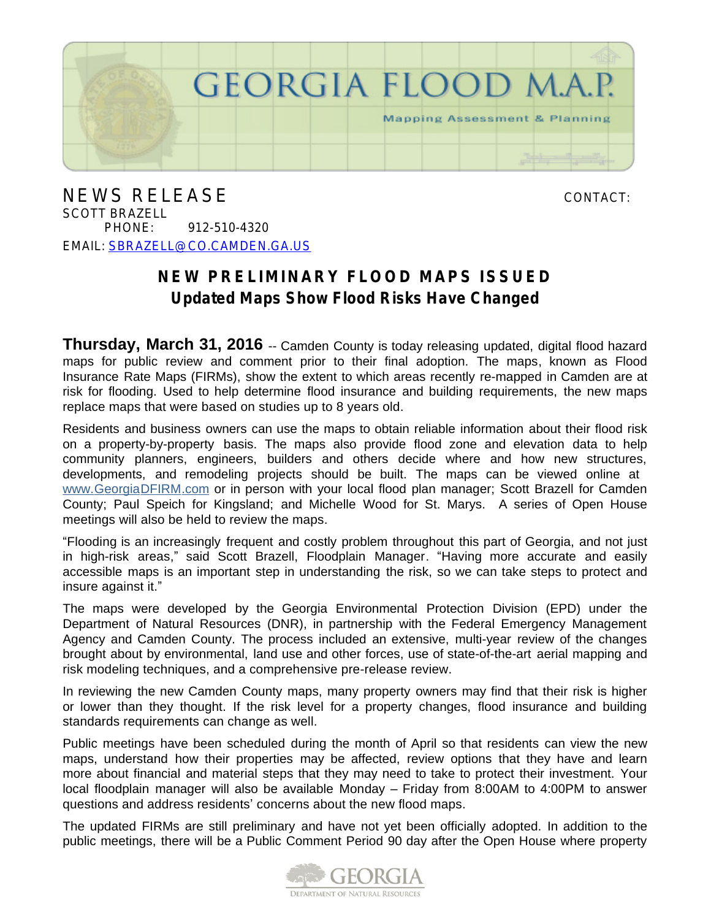# GEORGIA FLOOD M.A.P.

Mapping Assessment & Planning

NEWS RELEASE

CONTACT:
SCOTT BRAZELL
PHONE: 912-510-4320
EMAIL: SBRAZELL@CO.CAMDEN.GA.US

## NEW PRELIMINARY FLOOD MAPS ISSUED

### Updated Maps Show Flood Risks Have Changed

**Thursday, March 31, 2016** -- Camden County is today releasing updated, digital flood hazard maps for public review and comment prior to their final adoption. The maps, known as Flood Insurance Rate Maps (FIRMs), show the extent to which areas recently re-mapped in Camden are at risk for flooding. Used to help determine flood insurance and building requirements, the new maps replace maps that were based on studies up to 8 years old.

Residents and business owners can use the maps to obtain reliable information about their flood risk on a property-by-property basis. The maps also provide flood zone and elevation data to help community planners, engineers, builders and others decide where and how new structures, developments, and remodeling projects should be built. The maps can be viewed online at www.GeorgiaDFIRM.com or in person with your local flood plan manager; Scott Brazell for Camden County; Paul Speich for Kingsland; and Michelle Wood for St. Marys. A series of Open House meetings will also be held to review the maps.

"Flooding is an increasingly frequent and costly problem throughout this part of Georgia, and not just in high-risk areas," said Scott Brazell, Floodplain Manager. "Having more accurate and easily accessible maps is an important step in understanding the risk, so we can take steps to protect and insure against it."

The maps were developed by the Georgia Environmental Protection Division (EPD) under the Department of Natural Resources (DNR), in partnership with the Federal Emergency Management Agency and Camden County. The process included an extensive, multi-year review of the changes brought about by environmental, land use and other forces, use of state-of-the-art aerial mapping and risk modeling techniques, and a comprehensive pre-release review.

In reviewing the new Camden County maps, many property owners may find that their risk is higher or lower than they thought. If the risk level for a property changes, flood insurance and building standards requirements can change as well.

Public meetings have been scheduled during the month of April so that residents can view the new maps, understand how their properties may be affected, review options that they have and learn more about financial and material steps that they may need to take to protect their investment. Your local floodplain manager will also be available Monday – Friday from 8:00AM to 4:00PM to answer questions and address residents' concerns about the new flood maps.

The updated FIRMs are still preliminary and have not yet been officially adopted. In addition to the public meetings, there will be a Public Comment Period 90 day after the Open House where property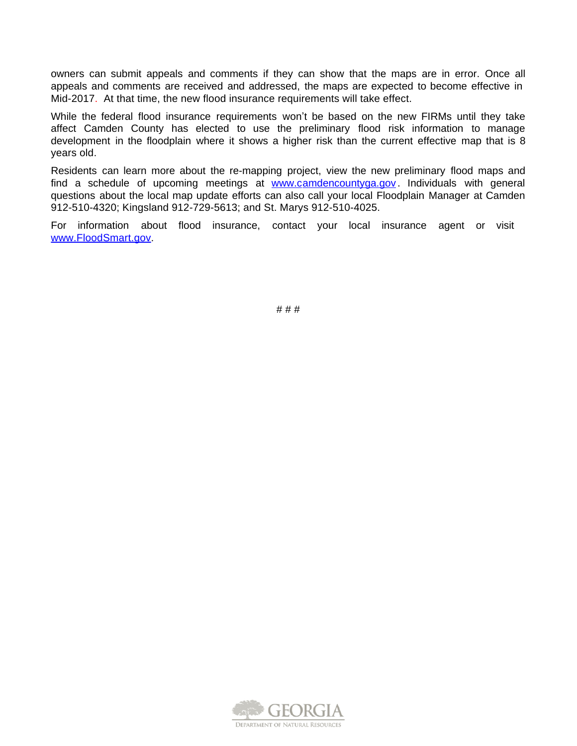owners can submit appeals and comments if they can show that the maps are in error. Once all appeals and comments are received and addressed, the maps are expected to become effective in Mid-2017. At that time, the new flood insurance requirements will take effect.

While the federal flood insurance requirements won't be based on the new FIRMs until they take affect Camden County has elected to use the preliminary flood risk information to manage development in the floodplain where it shows a higher risk than the current effective map that is 8 years old.

Residents can learn more about the re-mapping project, view the new preliminary flood maps and find a schedule of upcoming meetings at www.camdencountyga.gov. Individuals with general questions about the local map update efforts can also call your local Floodplain Manager at Camden 912-510-4320; Kingsland 912-729-5613; and St. Marys 912-510-4025.

For information about flood insurance, contact your local insurance agent or visit www.FloodSmart.gov.

# # #

GEORGIA
DEPARTMENT OF NATURAL RESOURCES